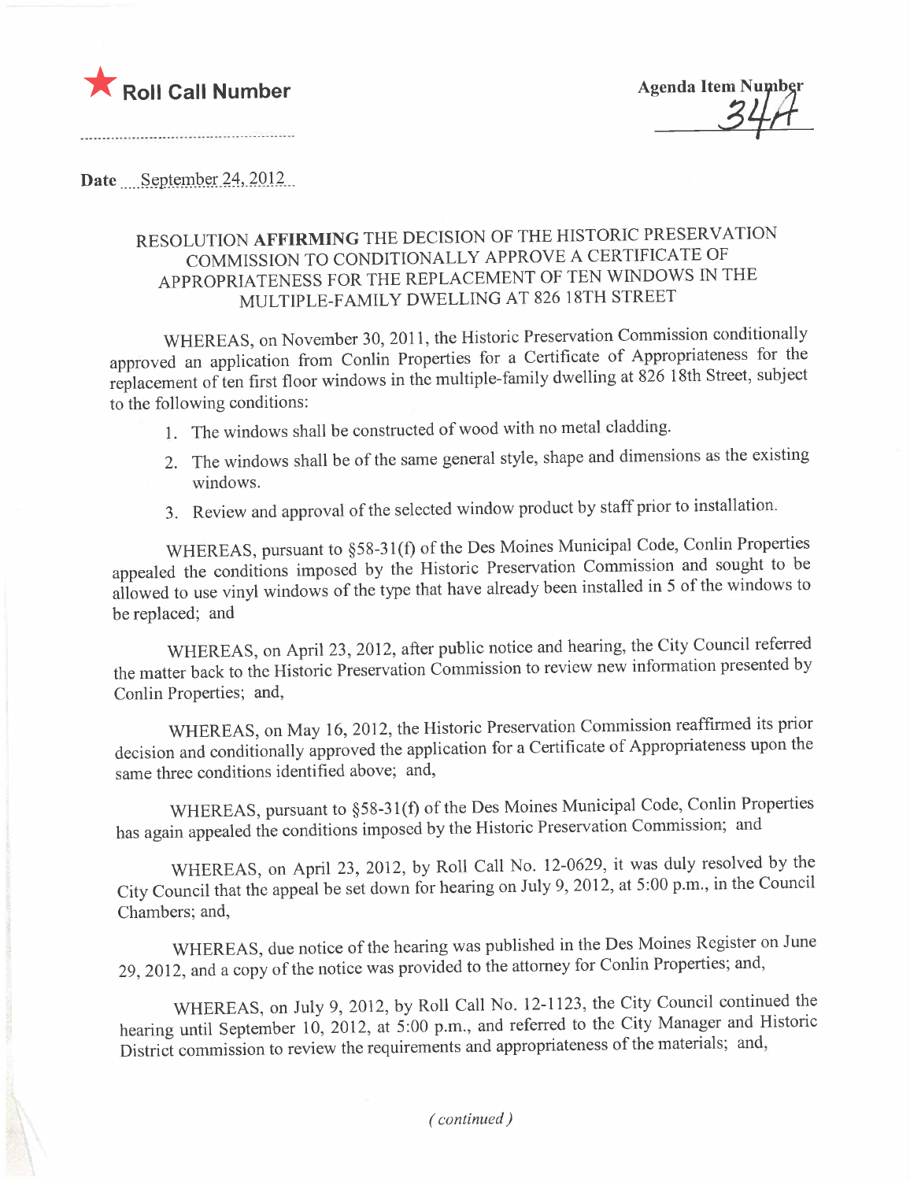★ **Roll Call Number**

**Agenda Item Number**
34A

**Date** September 24, 2012

RESOLUTION **AFFIRMING** THE DECISION OF THE HISTORIC PRESERVATION COMMISSION TO CONDITIONALLY APPROVE A CERTIFICATE OF APPROPRIATENESS FOR THE REPLACEMENT OF TEN WINDOWS IN THE MULTIPLE-FAMILY DWELLING AT 826 18TH STREET

WHEREAS, on November 30, 2011, the Historic Preservation Commission conditionally approved an application from Conlin Properties for a Certificate of Appropriateness for the replacement of ten first floor windows in the multiple-family dwelling at 826 18th Street, subject to the following conditions:

1. The windows shall be constructed of wood with no metal cladding.
2. The windows shall be of the same general style, shape and dimensions as the existing windows.
3. Review and approval of the selected window product by staff prior to installation.

WHEREAS, pursuant to §58-31(f) of the Des Moines Municipal Code, Conlin Properties appealed the conditions imposed by the Historic Preservation Commission and sought to be allowed to use vinyl windows of the type that have already been installed in 5 of the windows to be replaced; and

WHEREAS, on April 23, 2012, after public notice and hearing, the City Council referred the matter back to the Historic Preservation Commission to review new information presented by Conlin Properties; and,

WHEREAS, on May 16, 2012, the Historic Preservation Commission reaffirmed its prior decision and conditionally approved the application for a Certificate of Appropriateness upon the same three conditions identified above; and,

WHEREAS, pursuant to §58-31(f) of the Des Moines Municipal Code, Conlin Properties has again appealed the conditions imposed by the Historic Preservation Commission; and

WHEREAS, on April 23, 2012, by Roll Call No. 12-0629, it was duly resolved by the City Council that the appeal be set down for hearing on July 9, 2012, at 5:00 p.m., in the Council Chambers; and,

WHEREAS, due notice of the hearing was published in the Des Moines Register on June 29, 2012, and a copy of the notice was provided to the attorney for Conlin Properties; and,

WHEREAS, on July 9, 2012, by Roll Call No. 12-1123, the City Council continued the hearing until September 10, 2012, at 5:00 p.m., and referred to the City Manager and Historic District commission to review the requirements and appropriateness of the materials; and,

*(continued)*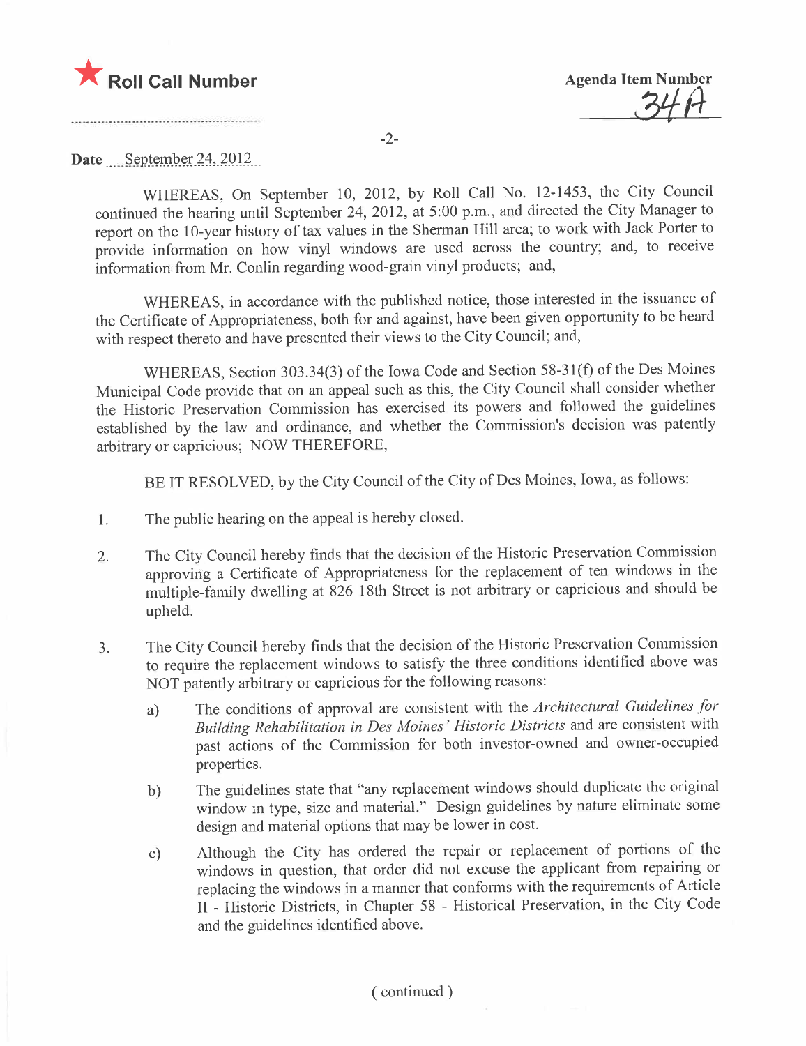★ **Roll Call Number**

**Agenda Item Number**
34A

**Date** September 24, 2012

WHEREAS, On September 10, 2012, by Roll Call No. 12-1453, the City Council continued the hearing until September 24, 2012, at 5:00 p.m., and directed the City Manager to report on the 10-year history of tax values in the Sherman Hill area; to work with Jack Porter to provide information on how vinyl windows are used across the country; and, to receive information from Mr. Conlin regarding wood-grain vinyl products; and,

WHEREAS, in accordance with the published notice, those interested in the issuance of the Certificate of Appropriateness, both for and against, have been given opportunity to be heard with respect thereto and have presented their views to the City Council; and,

WHEREAS, Section 303.34(3) of the Iowa Code and Section 58-31(f) of the Des Moines Municipal Code provide that on an appeal such as this, the City Council shall consider whether the Historic Preservation Commission has exercised its powers and followed the guidelines established by the law and ordinance, and whether the Commission's decision was patently arbitrary or capricious; NOW THEREFORE,

BE IT RESOLVED, by the City Council of the City of Des Moines, Iowa, as follows:

1. The public hearing on the appeal is hereby closed.

2. The City Council hereby finds that the decision of the Historic Preservation Commission approving a Certificate of Appropriateness for the replacement of ten windows in the multiple-family dwelling at 826 18th Street is not arbitrary or capricious and should be upheld.

3. The City Council hereby finds that the decision of the Historic Preservation Commission to require the replacement windows to satisfy the three conditions identified above was NOT patently arbitrary or capricious for the following reasons:

   a) The conditions of approval are consistent with the *Architectural Guidelines for Building Rehabilitation in Des Moines' Historic Districts* and are consistent with past actions of the Commission for both investor-owned and owner-occupied properties.

   b) The guidelines state that "any replacement windows should duplicate the original window in type, size and material." Design guidelines by nature eliminate some design and material options that may be lower in cost.

   c) Although the City has ordered the repair or replacement of portions of the windows in question, that order did not excuse the applicant from repairing or replacing the windows in a manner that conforms with the requirements of Article II - Historic Districts, in Chapter 58 - Historical Preservation, in the City Code and the guidelines identified above.

( continued )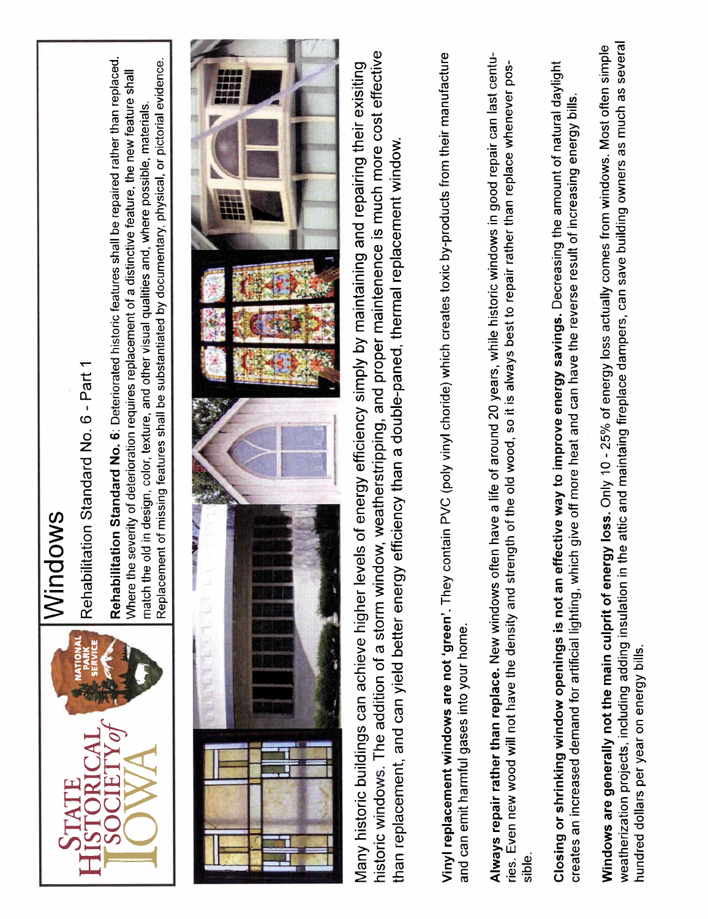# Windows

## Rehabilitation Standard No. 6 - Part 1

**Rehabilitation Standard No. 6**: Deteriorated historic features shall be repaired rather than replaced. Where the severity of deterioration requires replacement of a distinctive feature, the new feature shall match the old in design, color, texture, and other visual qualities and, where possible, materials. Replacement of missing features shall be substantiated by documentary, physical, or pictorial evidence.

Many historic buildings can achieve higher levels of energy efficiency simply by maintaining and repairing their exisiting historic windows. The addition of a storm window, weatherstripping, and proper maintenence is much more cost effective than replacement, and can yield better energy efficiency than a double-paned, thermal replacement window.

**Vinyl replacement windows are not 'green'.** They contain PVC (poly vinyl choride) which creates toxic by-products from their manufacture and can emit harmful gases into your home.

**Always repair rather than replace.** New windows often have a life of around 20 years, while historic windows in good repair can last centuries. Even new wood will not have the density and strength of the old wood, so it is always best to repair rather than replace whenever possible.

**Closing or shrinking window openings is not an effective way to improve energy savings.** Decreasing the amount of natural daylight creates an increased demand for artificial lighting, which give off more heat and can have the reverse result of increasing energy bills.

**Windows are generally not the main culprit of energy loss.** Only 10 - 25% of energy loss actually comes from windows. Most often simple weatherization projects, including adding insulation in the attic and maintaing fireplace dampers, can save building owners as much as several hundred dollars per year on energy bills.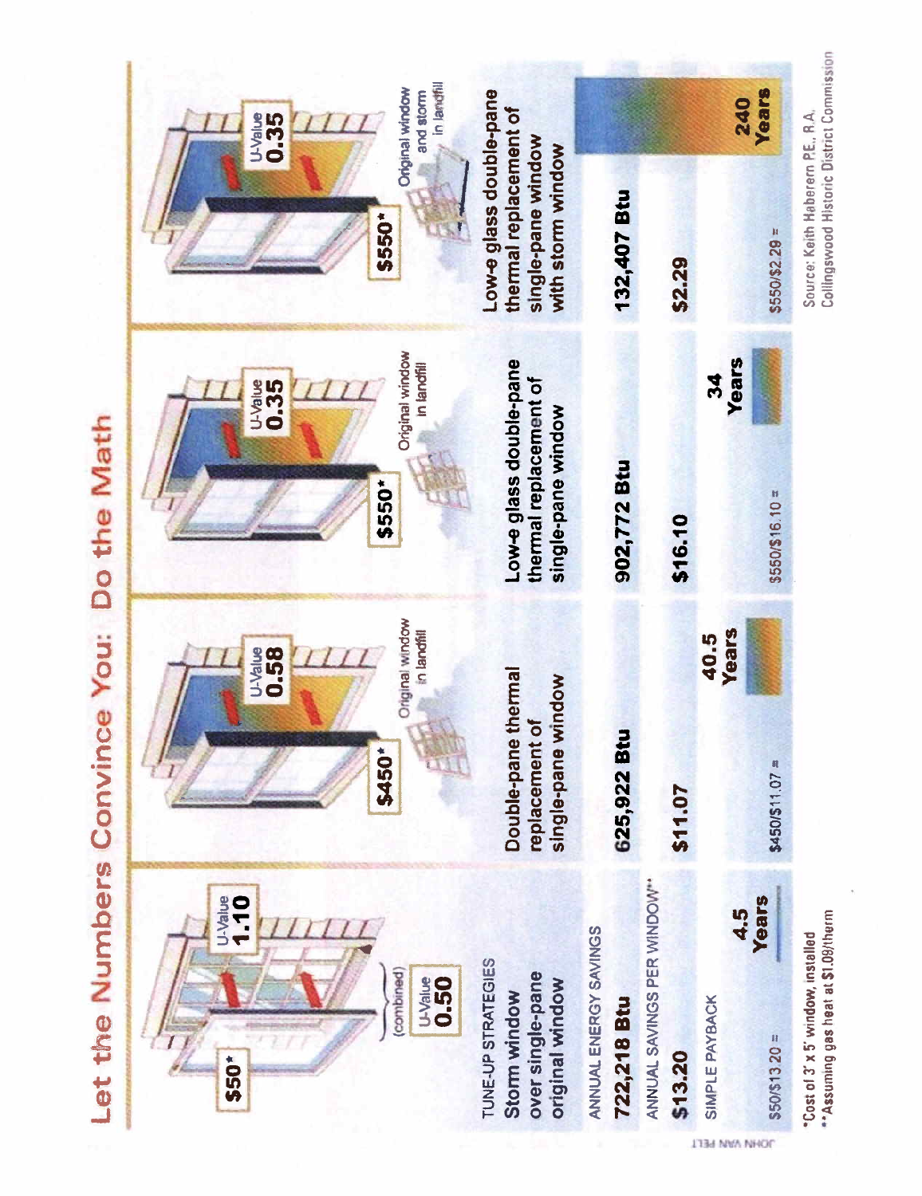# Let the Numbers Convince You: Do the Math

| TUNE-UP STRATEGIES | Storm window over single-pane original window | Double-pane thermal replacement of single-pane window | Low-e glass double-pane thermal replacement of single-pane window | Low-e glass double-pane thermal replacement of single-pane window with storm window |
|---|---|---|---|---|
| Cost | $50* | $450* | $550* | $550* |
| U-Value | 1.10 (original); 0.50 (combined) | 0.58 | 0.35 | 0.35 |
| | | Original window in landfill | Original window in landfill | Original window and storm in landfill |
| ANNUAL ENERGY SAVINGS | 722,218 Btu | 625,922 Btu | 902,772 Btu | 132,407 Btu |
| ANNUAL SAVINGS PER WINDOW** | $13.20 | $11.07 | $16.10 | $2.29 |
| SIMPLE PAYBACK | $50/$13.20 = 4.5 Years | $450/$11.07 = 40.5 Years | $550/$16.10 = 34 Years | $550/$2.29 = 240 Years |

*Cost of 3' x 5' window, installed

**Assuming gas heat at $1.09/therm

Source: Keith Haberern P.E., R.A. Collingswood Historic District Commission

JOHN VAN PELT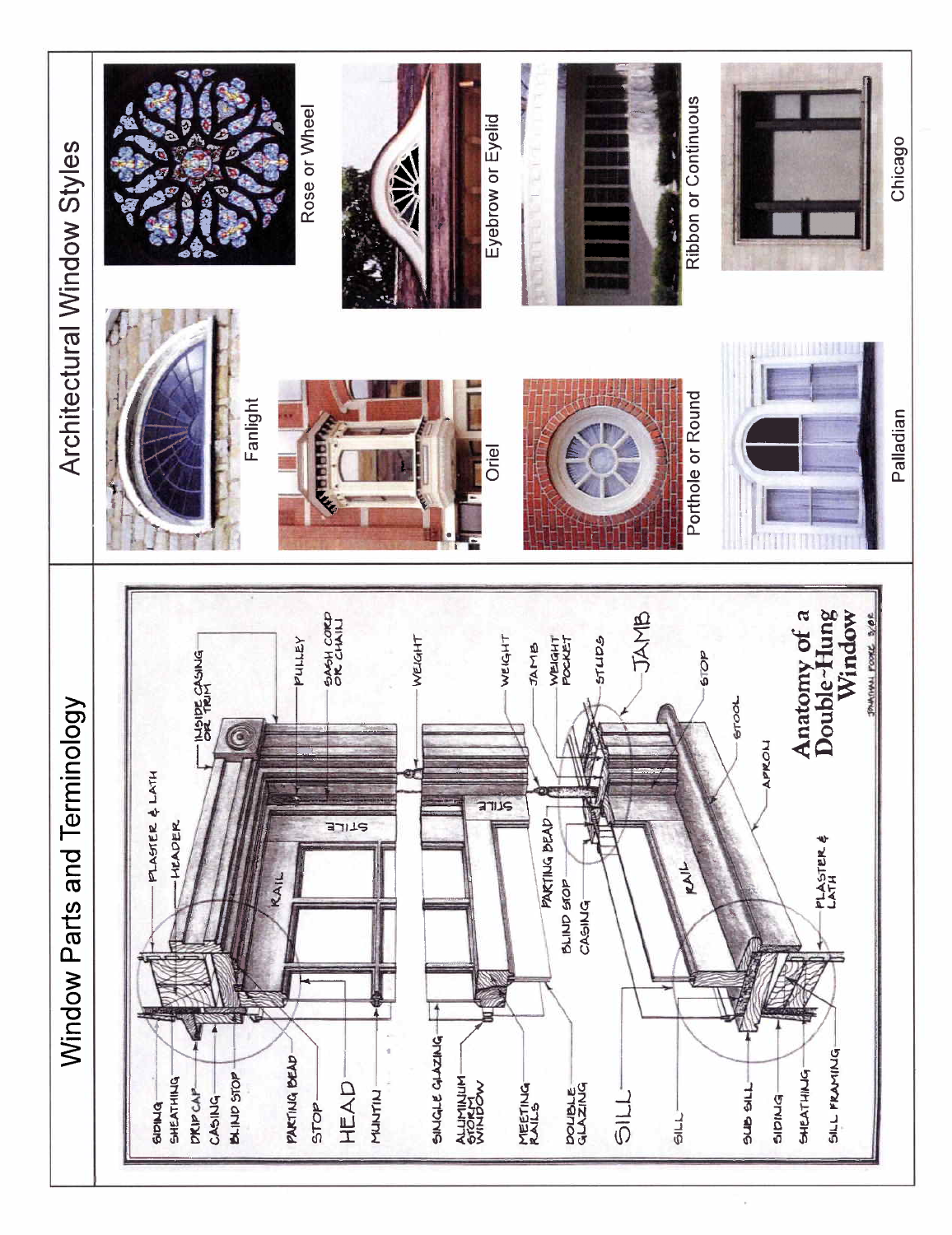## Window Parts and Terminology

SIDING
SHEATHING
DRIP CAP
CASING
BLIND STOP
PARTING BEAD
STOP
HEAD
MUNTIN
SINGLE GLAZING
ALUMINUM STORM WINDOW
MEETING RAILS
DOUBLE GLAZING
SILL
SILL
SUB SILL
SIDING
SHEATHING
SILL FRAMING
PLASTER & LATH
HEADER
INSIDE CASING OR TRIM
KAIL
STILE
PULLEY
SASH CORD OR CHAIN
WEIGHT
STILE
WEIGHT
JAMB
WEIGHT POCKET
STUDS
JAMB
PARTING BEAD
BLIND STOP
CASING
RAIL
STOP
STOOL
APRON
PLASTER & LATH

**Anatomy of a Double-Hung Window**

JONATHAN POORE 3/82

## Architectural Window Styles

Fanlight

Rose or Wheel

Oriel

Eyebrow or Eyelid

Porthole or Round

Ribbon or Continuous

Palladian

Chicago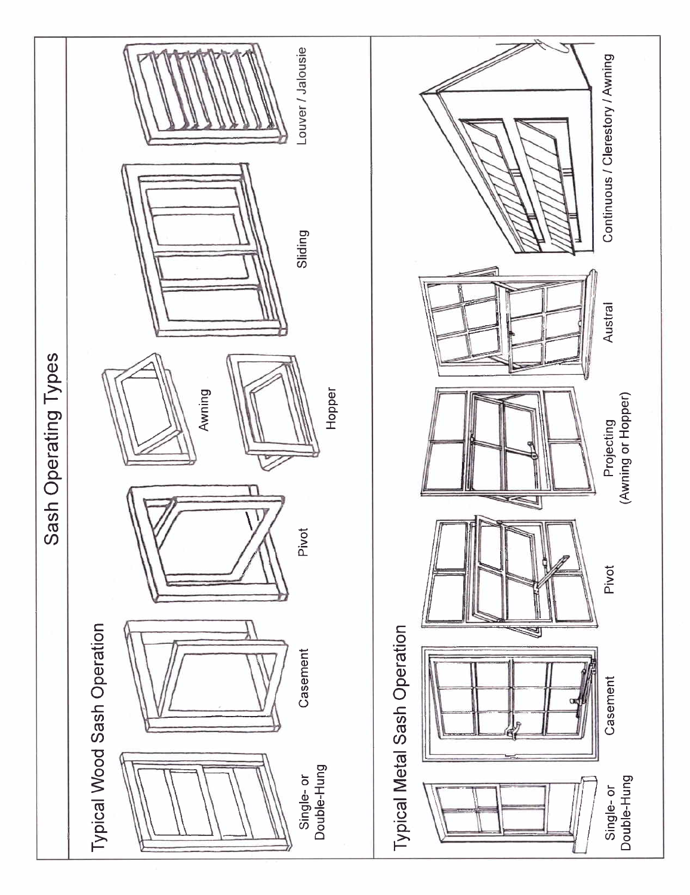# Sash Operating Types

## Typical Wood Sash Operation

Single- or Double-Hung

Casement

Pivot

Awning

Hopper

Sliding

Louver / Jalousie

## Typical Metal Sash Operation

Single- or Double-Hung

Casement

Pivot

Projecting (Awning or Hopper)

Austral

Continuous / Clerestory / Awning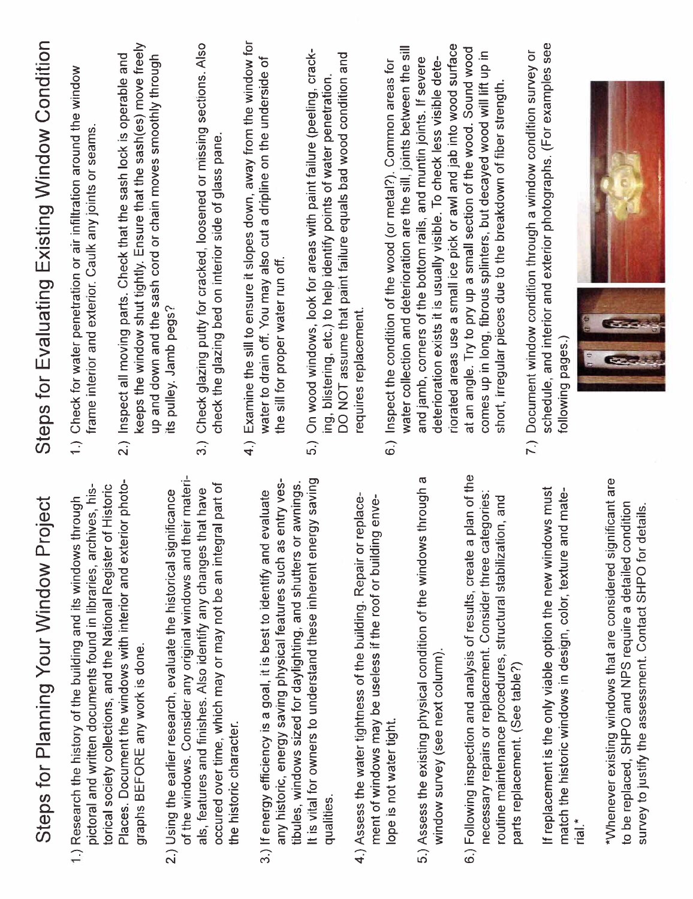## Steps for Planning Your Window Project

1.) Research the history of the building and its windows through pictoral and written documents found in libraries, archives, historical society collections, and the National Register of Historic Places. Document the windows with interior and exterior photographs BEFORE any work is done.

2.) Using the earlier research, evaluate the historical significance of the windows. Consider any original windows and their materials, features and finishes. Also identify any changes that have occured over time, which may or may not be an integral part of the historic character.

3.) If energy efficiency is a goal, it is best to identify and evaluate any historic, energy saving physical features such as entry vestibules, windows sized for daylighting, and shutters or awnings. It is vital for owners to understand these inherent energy saving qualities.

4.) Assess the water tightness of the building. Repair or replacement of windows may be useless if the roof or building envelope is not water tight.

5.) Assess the existing physical condition of the windows through a window survey (see next column).

6.) Following inspection and analysis of results, create a plan of the necessary repairs or replacement. Consider three categories: routine maintenance procedures, structural stabilization, and parts replacement. (See table?)

If replacement is the only viable option the new windows must match the historic windows in design, color, texture and material.*

*Whenever existing windows that are considered significant are to be replaced, SHPO and NPS require a detailed condition survey to justify the assessment. Contact SHPO for details.

## Steps for Evaluating Existing Window Condition

1.) Check for water penetration or air infiltration around the window frame interior and exterior. Caulk any joints or seams.

2.) Inspect all moving parts. Check that the sash lock is operable and keeps the window shut tightly. Ensure that the sash(es) move freely up and down and the sash cord or chain moves smoothly through its pulley. Jamb pegs?

3.) Check glazing putty for cracked, loosened or missing sections. Also check the glazing bed on interior side of glass pane.

4.) Examine the sill to ensure it slopes down, away from the window for water to drain off. You may also cut a dripline on the underside of the sill for proper water run off.

5.) On wood windows, look for areas with paint failure (peeling, cracking, blistering, etc.) to help identify points of water penetration. DO NOT assume that paint failure equals bad wood condition and requires replacement.

6.) Inspect the condition of the wood (or metal?). Common areas for water collection and deterioration are the sill, joints between the sill and jamb, corners of the bottom rails, and muntin joints. If severe deterioration exists it is usually visible. To check less visible deteriorated areas use a small ice pick or awl and jab into wood surface at an angle. Try to pry up a small section of the wood. Sound wood comes up in long, fibrous splinters, but decayed wood will lift up in short, irregular pieces due to the breakdown of fiber strength.

7.) Document window condition through a window condition survey or schedule, and interior and exterior photographs. (For examples see following pages.)